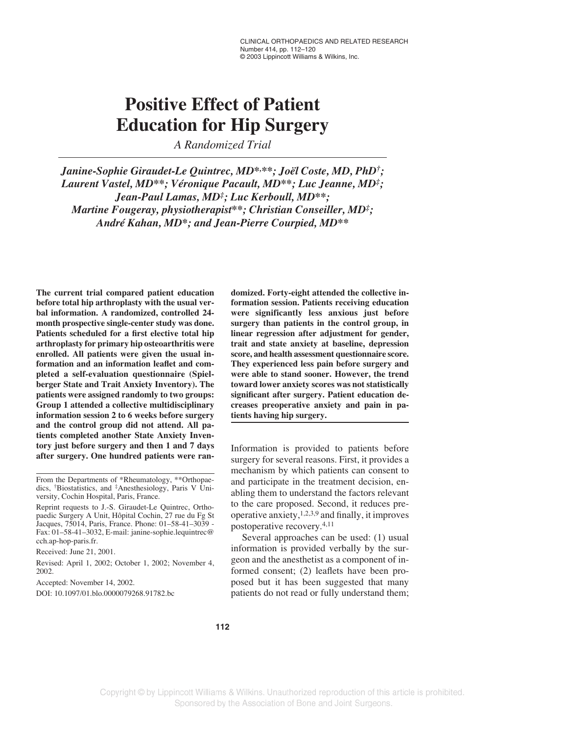# Positive Effect of Patient Education for Hip Surgery

*A Randomized Trial*

***Janine-Sophie Giraudet-Le Quintrec, MD\*,\*\*; Joël Coste, MD, PhD†; Laurent Vastel, MD\*\*; Véronique Pacault, MD\*\*; Luc Jeanne, MD‡; Jean-Paul Lamas, MD‡; Luc Kerboull, MD\*\*; Martine Fougeray, physiotherapist\*\*; Christian Conseiller, MD‡; André Kahan, MD\*; and Jean-Pierre Courpied, MD\*\****

**The current trial compared patient education before total hip arthroplasty with the usual verbal information. A randomized, controlled 24-month prospective single-center study was done. Patients scheduled for a first elective total hip arthroplasty for primary hip osteoarthritis were enrolled. All patients were given the usual information and an information leaflet and completed a self-evaluation questionnaire (Spielberger State and Trait Anxiety Inventory). The patients were assigned randomly to two groups: Group 1 attended a collective multidisciplinary information session 2 to 6 weeks before surgery and the control group did not attend. All patients completed another State Anxiety Inventory just before surgery and then 1 and 7 days after surgery. One hundred patients were randomized. Forty-eight attended the collective information session. Patients receiving education were significantly less anxious just before surgery than patients in the control group, in linear regression after adjustment for gender, trait and state anxiety at baseline, depression score, and health assessment questionnaire score. They experienced less pain before surgery and were able to stand sooner. However, the trend toward lower anxiety scores was not statistically significant after surgery. Patient education decreases preoperative anxiety and pain in patients having hip surgery.**

From the Departments of \*Rheumatology, \*\*Orthopaedics, †Biostatistics, and ‡Anesthesiology, Paris V University, Cochin Hospital, Paris, France.

Reprint requests to J.-S. Giraudet-Le Quintrec, Orthopaedic Surgery A Unit, Hôpital Cochin, 27 rue du Fg St Jacques, 75014, Paris, France. Phone: 01–58-41–3039 - Fax: 01–58-41–3032, E-mail: janine-sophie.lequintrec@cch.ap-hop-paris.fr.

Received: June 21, 2001.

Revised: April 1, 2002; October 1, 2002; November 4, 2002.

Accepted: November 14, 2002.

DOI: 10.1097/01.blo.0000079268.91782.bc

Information is provided to patients before surgery for several reasons. First, it provides a mechanism by which patients can consent to and participate in the treatment decision, enabling them to understand the factors relevant to the care proposed. Second, it reduces preoperative anxiety,[1,2,3,9] and finally, it improves postoperative recovery.[4,11]

Several approaches can be used: (1) usual information is provided verbally by the surgeon and the anesthetist as a component of informed consent; (2) leaflets have been proposed but it has been suggested that many patients do not read or fully understand them;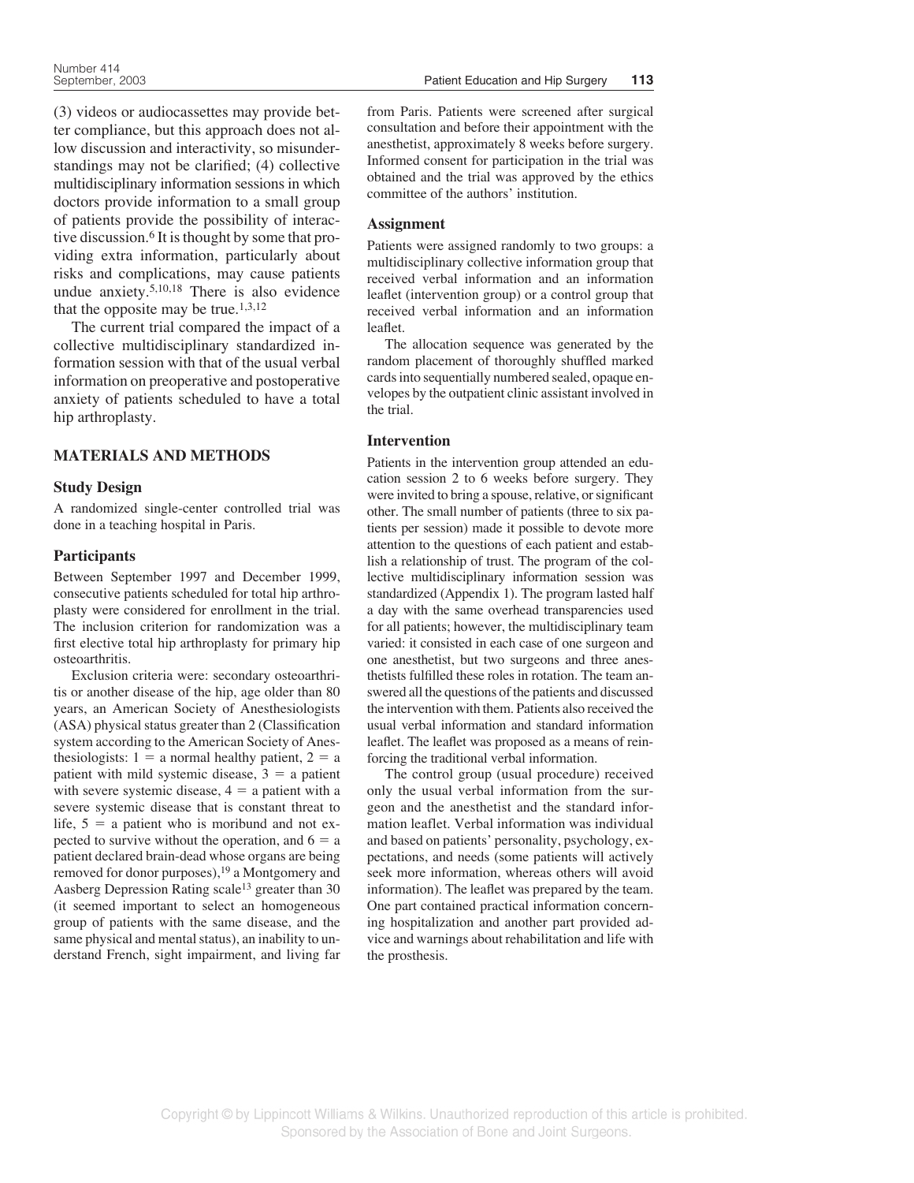(3) videos or audiocassettes may provide better compliance, but this approach does not allow discussion and interactivity, so misunderstandings may not be clarified; (4) collective multidisciplinary information sessions in which doctors provide information to a small group of patients provide the possibility of interactive discussion.[6] It is thought by some that providing extra information, particularly about risks and complications, may cause patients undue anxiety.[5,10,18] There is also evidence that the opposite may be true.[1,3,12]

The current trial compared the impact of a collective multidisciplinary standardized information session with that of the usual verbal information on preoperative and postoperative anxiety of patients scheduled to have a total hip arthroplasty.

## MATERIALS AND METHODS

### Study Design

A randomized single-center controlled trial was done in a teaching hospital in Paris.

### Participants

Between September 1997 and December 1999, consecutive patients scheduled for total hip arthroplasty were considered for enrollment in the trial. The inclusion criterion for randomization was a first elective total hip arthroplasty for primary hip osteoarthritis.

Exclusion criteria were: secondary osteoarthritis or another disease of the hip, age older than 80 years, an American Society of Anesthesiologists (ASA) physical status greater than 2 (Classification system according to the American Society of Anesthesiologists: 1 = a normal healthy patient, 2 = a patient with mild systemic disease, 3 = a patient with severe systemic disease, 4 = a patient with a severe systemic disease that is constant threat to life, 5 = a patient who is moribund and not expected to survive without the operation, and 6 = a patient declared brain-dead whose organs are being removed for donor purposes),[19] a Montgomery and Aasberg Depression Rating scale[13] greater than 30 (it seemed important to select an homogeneous group of patients with the same disease, and the same physical and mental status), an inability to understand French, sight impairment, and living far from Paris. Patients were screened after surgical consultation and before their appointment with the anesthetist, approximately 8 weeks before surgery. Informed consent for participation in the trial was obtained and the trial was approved by the ethics committee of the authors' institution.

### Assignment

Patients were assigned randomly to two groups: a multidisciplinary collective information group that received verbal information and an information leaflet (intervention group) or a control group that received verbal information and an information leaflet.

The allocation sequence was generated by the random placement of thoroughly shuffled marked cards into sequentially numbered sealed, opaque envelopes by the outpatient clinic assistant involved in the trial.

### Intervention

Patients in the intervention group attended an education session 2 to 6 weeks before surgery. They were invited to bring a spouse, relative, or significant other. The small number of patients (three to six patients per session) made it possible to devote more attention to the questions of each patient and establish a relationship of trust. The program of the collective multidisciplinary information session was standardized (Appendix 1). The program lasted half a day with the same overhead transparencies used for all patients; however, the multidisciplinary team varied: it consisted in each case of one surgeon and one anesthetist, but two surgeons and three anesthetists fulfilled these roles in rotation. The team answered all the questions of the patients and discussed the intervention with them. Patients also received the usual verbal information and standard information leaflet. The leaflet was proposed as a means of reinforcing the traditional verbal information.

The control group (usual procedure) received only the usual verbal information from the surgeon and the anesthetist and the standard information leaflet. Verbal information was individual and based on patients' personality, psychology, expectations, and needs (some patients will actively seek more information, whereas others will avoid information). The leaflet was prepared by the team. One part contained practical information concerning hospitalization and another part provided advice and warnings about rehabilitation and life with the prosthesis.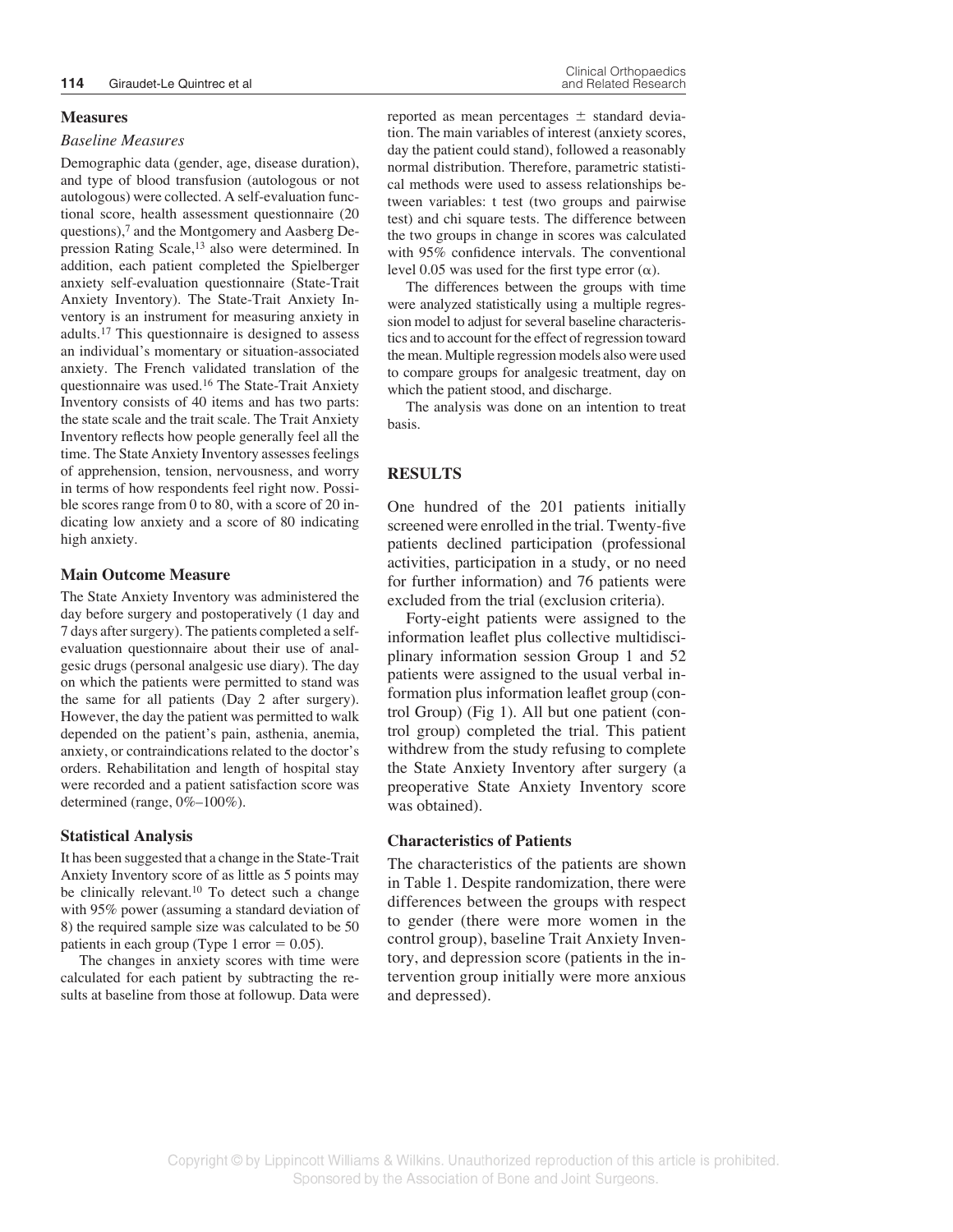## Measures

### *Baseline Measures*

Demographic data (gender, age, disease duration), and type of blood transfusion (autologous or not autologous) were collected. A self-evaluation functional score, health assessment questionnaire (20 questions),[7] and the Montgomery and Aasberg Depression Rating Scale,[13] also were determined. In addition, each patient completed the Spielberger anxiety self-evaluation questionnaire (State-Trait Anxiety Inventory). The State-Trait Anxiety Inventory is an instrument for measuring anxiety in adults.[17] This questionnaire is designed to assess an individual's momentary or situation-associated anxiety. The French validated translation of the questionnaire was used.[16] The State-Trait Anxiety Inventory consists of 40 items and has two parts: the state scale and the trait scale. The Trait Anxiety Inventory reflects how people generally feel all the time. The State Anxiety Inventory assesses feelings of apprehension, tension, nervousness, and worry in terms of how respondents feel right now. Possible scores range from 0 to 80, with a score of 20 indicating low anxiety and a score of 80 indicating high anxiety.

## Main Outcome Measure

The State Anxiety Inventory was administered the day before surgery and postoperatively (1 day and 7 days after surgery). The patients completed a self-evaluation questionnaire about their use of analgesic drugs (personal analgesic use diary). The day on which the patients were permitted to stand was the same for all patients (Day 2 after surgery). However, the day the patient was permitted to walk depended on the patient's pain, asthenia, anemia, anxiety, or contraindications related to the doctor's orders. Rehabilitation and length of hospital stay were recorded and a patient satisfaction score was determined (range, 0%–100%).

## Statistical Analysis

It has been suggested that a change in the State-Trait Anxiety Inventory score of as little as 5 points may be clinically relevant.[10] To detect such a change with 95% power (assuming a standard deviation of 8) the required sample size was calculated to be 50 patients in each group (Type 1 error = 0.05).

The changes in anxiety scores with time were calculated for each patient by subtracting the results at baseline from those at followup. Data were reported as mean percentages ± standard deviation. The main variables of interest (anxiety scores, day the patient could stand), followed a reasonably normal distribution. Therefore, parametric statistical methods were used to assess relationships between variables: t test (two groups and pairwise test) and chi square tests. The difference between the two groups in change in scores was calculated with 95% confidence intervals. The conventional level 0.05 was used for the first type error ($\alpha$).

The differences between the groups with time were analyzed statistically using a multiple regression model to adjust for several baseline characteristics and to account for the effect of regression toward the mean. Multiple regression models also were used to compare groups for analgesic treatment, day on which the patient stood, and discharge.

The analysis was done on an intention to treat basis.

# RESULTS

One hundred of the 201 patients initially screened were enrolled in the trial. Twenty-five patients declined participation (professional activities, participation in a study, or no need for further information) and 76 patients were excluded from the trial (exclusion criteria).

Forty-eight patients were assigned to the information leaflet plus collective multidisciplinary information session Group 1 and 52 patients were assigned to the usual verbal information plus information leaflet group (control Group) (Fig 1). All but one patient (control group) completed the trial. This patient withdrew from the study refusing to complete the State Anxiety Inventory after surgery (a preoperative State Anxiety Inventory score was obtained).

## Characteristics of Patients

The characteristics of the patients are shown in Table 1. Despite randomization, there were differences between the groups with respect to gender (there were more women in the control group), baseline Trait Anxiety Inventory, and depression score (patients in the intervention group initially were more anxious and depressed).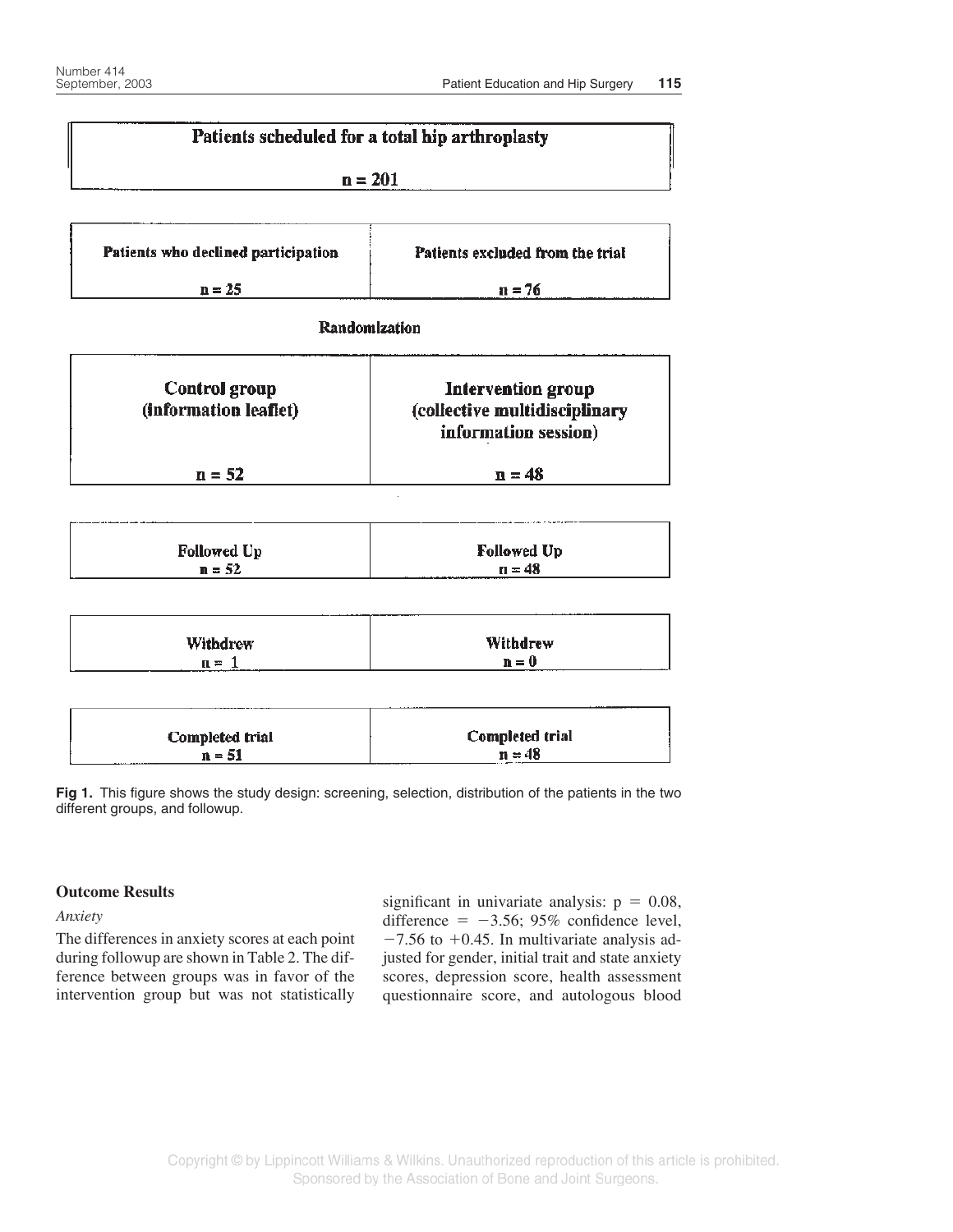| Patients scheduled for a total hip arthroplasty | |
|---|---|
| n = 201 | |
| **Patients who declined participation** | **Patients excluded from the trial** |
| n = 25 | n = 76 |
| **Randomization** | |
| **Control group (information leaflet)** | **Intervention group (collective multidisciplinary information session)** |
| n = 52 | n = 48 |
| **Followed Up** n = 52 | **Followed Up** n = 48 |
| **Withdrew** n = 1 | **Withdrew** n = 0 |
| **Completed trial** n = 51 | **Completed trial** n = 48 |

**Fig 1.** This figure shows the study design: screening, selection, distribution of the patients in the two different groups, and followup.

### Outcome Results

*Anxiety*

The differences in anxiety scores at each point during followup are shown in Table 2. The difference between groups was in favor of the intervention group but was not statistically significant in univariate analysis: $p = 0.08$, difference $= -3.56$; 95% confidence level, $-7.56$ to $+0.45$. In multivariate analysis adjusted for gender, initial trait and state anxiety scores, depression score, health assessment questionnaire score, and autologous blood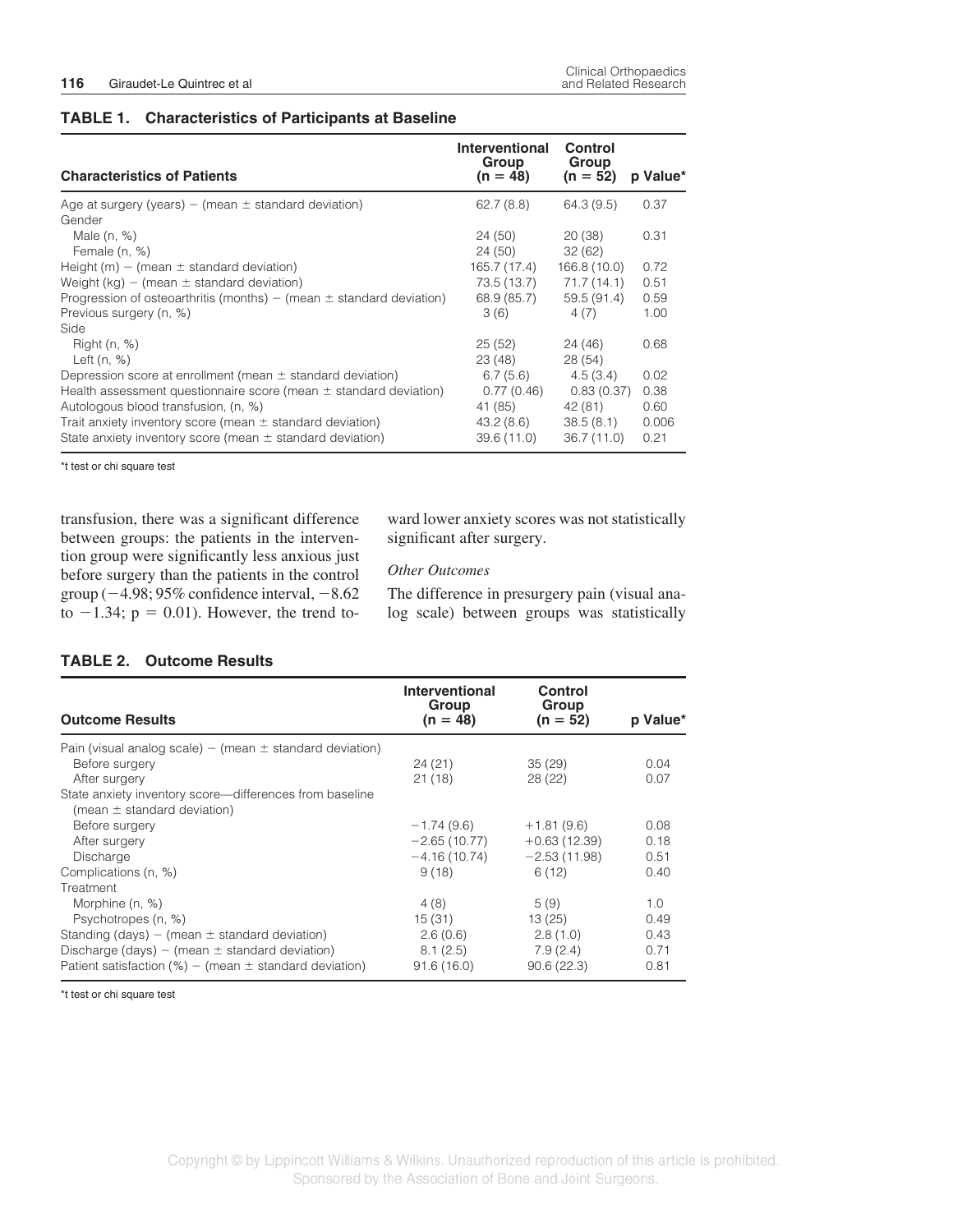**TABLE 1. Characteristics of Participants at Baseline**

| Characteristics of Patients | Interventional Group (n = 48) | Control Group (n = 52) | p Value* |
|---|---|---|---|
| Age at surgery (years) – (mean ± standard deviation) | 62.7 (8.8) | 64.3 (9.5) | 0.37 |
| Gender | | | |
| Male (n, %) | 24 (50) | 20 (38) | 0.31 |
| Female (n, %) | 24 (50) | 32 (62) | |
| Height (m) – (mean ± standard deviation) | 165.7 (17.4) | 166.8 (10.0) | 0.72 |
| Weight (kg) – (mean ± standard deviation) | 73.5 (13.7) | 71.7 (14.1) | 0.51 |
| Progression of osteoarthritis (months) – (mean ± standard deviation) | 68.9 (85.7) | 59.5 (91.4) | 0.59 |
| Previous surgery (n, %) | 3 (6) | 4 (7) | 1.00 |
| Side | | | |
| Right (n, %) | 25 (52) | 24 (46) | 0.68 |
| Left (n, %) | 23 (48) | 28 (54) | |
| Depression score at enrollment (mean ± standard deviation) | 6.7 (5.6) | 4.5 (3.4) | 0.02 |
| Health assessment questionnaire score (mean ± standard deviation) | 0.77 (0.46) | 0.83 (0.37) | 0.38 |
| Autologous blood transfusion, (n, %) | 41 (85) | 42 (81) | 0.60 |
| Trait anxiety inventory score (mean ± standard deviation) | 43.2 (8.6) | 38.5 (8.1) | 0.006 |
| State anxiety inventory score (mean ± standard deviation) | 39.6 (11.0) | 36.7 (11.0) | 0.21 |

*t test or chi square test

transfusion, there was a significant difference between groups: the patients in the intervention group were significantly less anxious just before surgery than the patients in the control group (−4.98; 95% confidence interval, −8.62 to −1.34; $p = 0.01$). However, the trend toward lower anxiety scores was not statistically significant after surgery.

*Other Outcomes*

The difference in presurgery pain (visual analog scale) between groups was statistically

**TABLE 2. Outcome Results**

| Outcome Results | Interventional Group (n = 48) | Control Group (n = 52) | p Value* |
|---|---|---|---|
| Pain (visual analog scale) – (mean ± standard deviation) | | | |
| Before surgery | 24 (21) | 35 (29) | 0.04 |
| After surgery | 21 (18) | 28 (22) | 0.07 |
| State anxiety inventory score—differences from baseline (mean ± standard deviation) | | | |
| Before surgery | −1.74 (9.6) | +1.81 (9.6) | 0.08 |
| After surgery | −2.65 (10.77) | +0.63 (12.39) | 0.18 |
| Discharge | −4.16 (10.74) | −2.53 (11.98) | 0.51 |
| Complications (n, %) | 9 (18) | 6 (12) | 0.40 |
| Treatment | | | |
| Morphine (n, %) | 4 (8) | 5 (9) | 1.0 |
| Psychotropes (n, %) | 15 (31) | 13 (25) | 0.49 |
| Standing (days) – (mean ± standard deviation) | 2.6 (0.6) | 2.8 (1.0) | 0.43 |
| Discharge (days) – (mean ± standard deviation) | 8.1 (2.5) | 7.9 (2.4) | 0.71 |
| Patient satisfaction (%) – (mean ± standard deviation) | 91.6 (16.0) | 90.6 (22.3) | 0.81 |

*t test or chi square test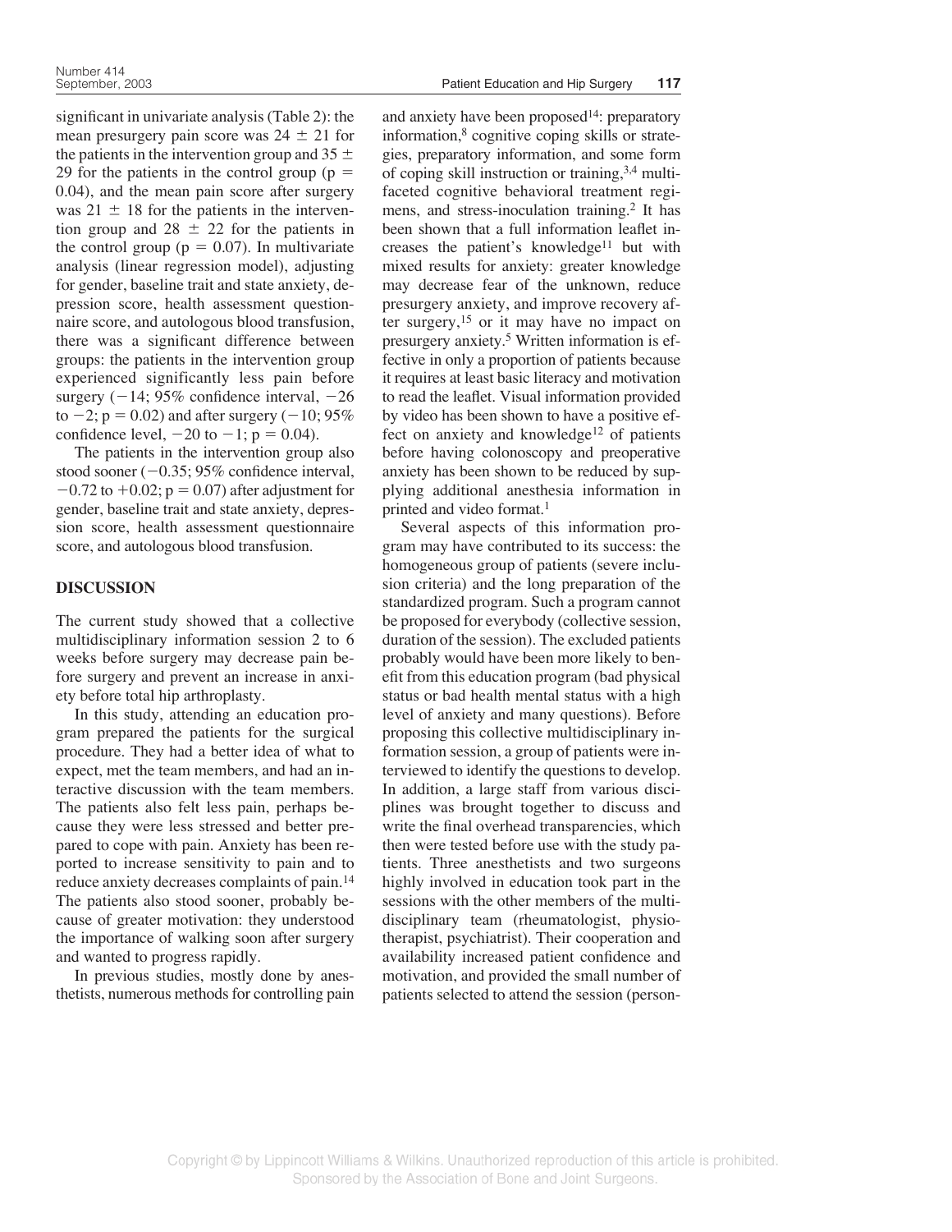significant in univariate analysis (Table 2): the mean presurgery pain score was $24 \pm 21$ for the patients in the intervention group and $35 \pm 29$ for the patients in the control group ($p = 0.04$), and the mean pain score after surgery was $21 \pm 18$ for the patients in the intervention group and $28 \pm 22$ for the patients in the control group ($p = 0.07$). In multivariate analysis (linear regression model), adjusting for gender, baseline trait and state anxiety, depression score, health assessment questionnaire score, and autologous blood transfusion, there was a significant difference between groups: the patients in the intervention group experienced significantly less pain before surgery (−14; 95% confidence interval, −26 to −2; $p = 0.02$) and after surgery (−10; 95% confidence level, −20 to −1; $p = 0.04$).

The patients in the intervention group also stood sooner (−0.35; 95% confidence interval, −0.72 to +0.02; $p = 0.07$) after adjustment for gender, baseline trait and state anxiety, depression score, health assessment questionnaire score, and autologous blood transfusion.

## DISCUSSION

The current study showed that a collective multidisciplinary information session 2 to 6 weeks before surgery may decrease pain before surgery and prevent an increase in anxiety before total hip arthroplasty.

In this study, attending an education program prepared the patients for the surgical procedure. They had a better idea of what to expect, met the team members, and had an interactive discussion with the team members. The patients also felt less pain, perhaps because they were less stressed and better prepared to cope with pain. Anxiety has been reported to increase sensitivity to pain and to reduce anxiety decreases complaints of pain.[14] The patients also stood sooner, probably because of greater motivation: they understood the importance of walking soon after surgery and wanted to progress rapidly.

In previous studies, mostly done by anesthetists, numerous methods for controlling pain and anxiety have been proposed[14]: preparatory information,[8] cognitive coping skills or strategies, preparatory information, and some form of coping skill instruction or training,[3,4] multifaceted cognitive behavioral treatment regimens, and stress-inoculation training.[2] It has been shown that a full information leaflet increases the patient's knowledge[11] but with mixed results for anxiety: greater knowledge may decrease fear of the unknown, reduce presurgery anxiety, and improve recovery after surgery,[15] or it may have no impact on presurgery anxiety.[5] Written information is effective in only a proportion of patients because it requires at least basic literacy and motivation to read the leaflet. Visual information provided by video has been shown to have a positive effect on anxiety and knowledge[12] of patients before having colonoscopy and preoperative anxiety has been shown to be reduced by supplying additional anesthesia information in printed and video format.[1]

Several aspects of this information program may have contributed to its success: the homogeneous group of patients (severe inclusion criteria) and the long preparation of the standardized program. Such a program cannot be proposed for everybody (collective session, duration of the session). The excluded patients probably would have been more likely to benefit from this education program (bad physical status or bad health mental status with a high level of anxiety and many questions). Before proposing this collective multidisciplinary information session, a group of patients were interviewed to identify the questions to develop. In addition, a large staff from various disciplines was brought together to discuss and write the final overhead transparencies, which then were tested before use with the study patients. Three anesthetists and two surgeons highly involved in education took part in the sessions with the other members of the multidisciplinary team (rheumatologist, physiotherapist, psychiatrist). Their cooperation and availability increased patient confidence and motivation, and provided the small number of patients selected to attend the session (person-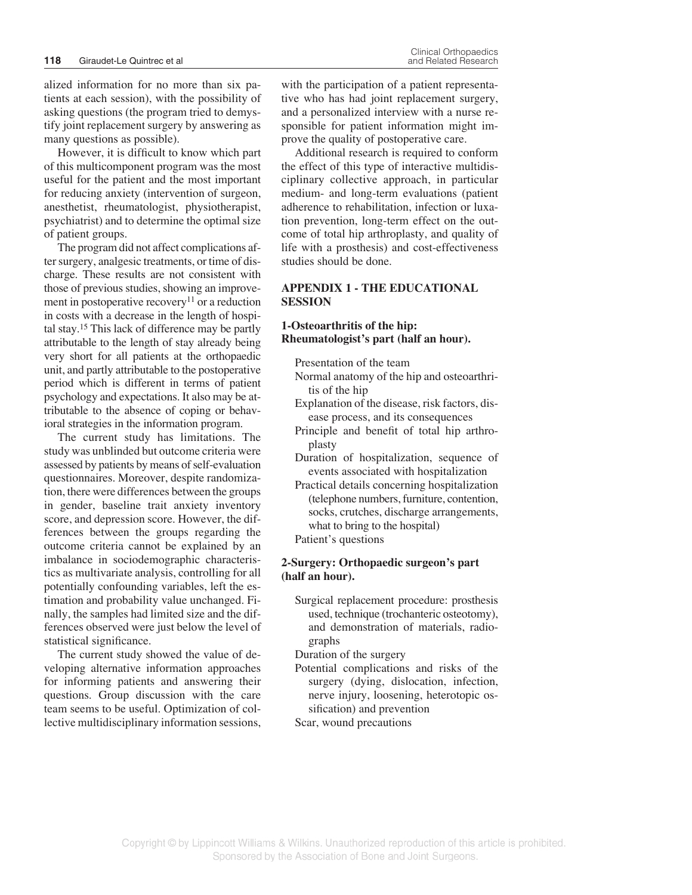alized information for no more than six patients at each session), with the possibility of asking questions (the program tried to demystify joint replacement surgery by answering as many questions as possible).

However, it is difficult to know which part of this multicomponent program was the most useful for the patient and the most important for reducing anxiety (intervention of surgeon, anesthetist, rheumatologist, physiotherapist, psychiatrist) and to determine the optimal size of patient groups.

The program did not affect complications after surgery, analgesic treatments, or time of discharge. These results are not consistent with those of previous studies, showing an improvement in postoperative recovery[11] or a reduction in costs with a decrease in the length of hospital stay.[15] This lack of difference may be partly attributable to the length of stay already being very short for all patients at the orthopaedic unit, and partly attributable to the postoperative period which is different in terms of patient psychology and expectations. It also may be attributable to the absence of coping or behavioral strategies in the information program.

The current study has limitations. The study was unblinded but outcome criteria were assessed by patients by means of self-evaluation questionnaires. Moreover, despite randomization, there were differences between the groups in gender, baseline trait anxiety inventory score, and depression score. However, the differences between the groups regarding the outcome criteria cannot be explained by an imbalance in sociodemographic characteristics as multivariate analysis, controlling for all potentially confounding variables, left the estimation and probability value unchanged. Finally, the samples had limited size and the differences observed were just below the level of statistical significance.

The current study showed the value of developing alternative information approaches for informing patients and answering their questions. Group discussion with the care team seems to be useful. Optimization of collective multidisciplinary information sessions, with the participation of a patient representative who has had joint replacement surgery, and a personalized interview with a nurse responsible for patient information might improve the quality of postoperative care.

Additional research is required to conform the effect of this type of interactive multidisciplinary collective approach, in particular medium- and long-term evaluations (patient adherence to rehabilitation, infection or luxation prevention, long-term effect on the outcome of total hip arthroplasty, and quality of life with a prosthesis) and cost-effectiveness studies should be done.

## APPENDIX 1 - THE EDUCATIONAL SESSION

### 1-Osteoarthritis of the hip: Rheumatologist's part (half an hour).

- Presentation of the team
- Normal anatomy of the hip and osteoarthritis of the hip
- Explanation of the disease, risk factors, disease process, and its consequences
- Principle and benefit of total hip arthroplasty
- Duration of hospitalization, sequence of events associated with hospitalization
- Practical details concerning hospitalization (telephone numbers, furniture, contention, socks, crutches, discharge arrangements, what to bring to the hospital)
- Patient's questions

### 2-Surgery: Orthopaedic surgeon's part (half an hour).

- Surgical replacement procedure: prosthesis used, technique (trochanteric osteotomy), and demonstration of materials, radiographs
- Duration of the surgery
- Potential complications and risks of the surgery (dying, dislocation, infection, nerve injury, loosening, heterotopic ossification) and prevention
- Scar, wound precautions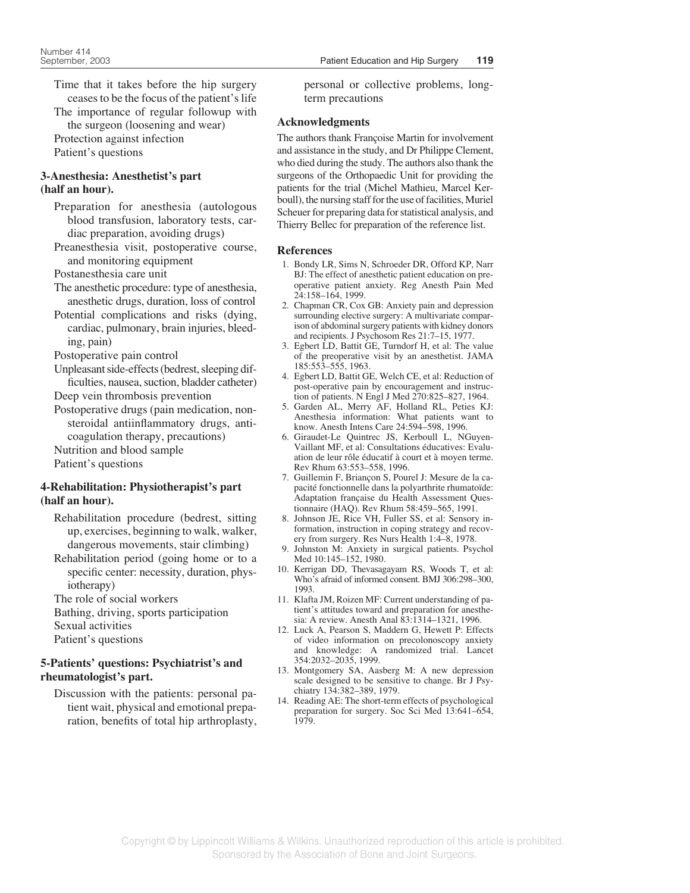Time that it takes before the hip surgery ceases to be the focus of the patient's life

The importance of regular followup with the surgeon (loosening and wear)

Protection against infection

Patient's questions

### 3-Anesthesia: Anesthetist's part (half an hour).

Preparation for anesthesia (autologous blood transfusion, laboratory tests, cardiac preparation, avoiding drugs)

Preanesthesia visit, postoperative course, and monitoring equipment

Postanesthesia care unit

The anesthetic procedure: type of anesthesia, anesthetic drugs, duration, loss of control

Potential complications and risks (dying, cardiac, pulmonary, brain injuries, bleeding, pain)

Postoperative pain control

Unpleasant side-effects (bedrest, sleeping difficulties, nausea, suction, bladder catheter)

Deep vein thrombosis prevention

Postoperative drugs (pain medication, nonsteroidal antiinflammatory drugs, anticoagulation therapy, precautions)

Nutrition and blood sample

Patient's questions

### 4-Rehabilitation: Physiotherapist's part (half an hour).

Rehabilitation procedure (bedrest, sitting up, exercises, beginning to walk, walker, dangerous movements, stair climbing)

Rehabilitation period (going home or to a specific center: necessity, duration, physiotherapy)

The role of social workers

Bathing, driving, sports participation

Sexual activities

Patient's questions

### 5-Patients' questions: Psychiatrist's and rheumatologist's part.

Discussion with the patients: personal patient wait, physical and emotional preparation, benefits of total hip arthroplasty, personal or collective problems, long-term precautions

## Acknowledgments

The authors thank Françoise Martin for involvement and assistance in the study, and Dr Philippe Clement, who died during the study. The authors also thank the surgeons of the Orthopaedic Unit for providing the patients for the trial (Michel Mathieu, Marcel Kerboull), the nursing staff for the use of facilities, Muriel Scheuer for preparing data for statistical analysis, and Thierry Bellec for preparation of the reference list.

## References

1. Bondy LR, Sims N, Schroeder DR, Offord KP, Narr BJ: The effect of anesthetic patient education on preoperative patient anxiety. Reg Anesth Pain Med 24:158–164, 1999.
2. Chapman CR, Cox GB: Anxiety pain and depression surrounding elective surgery: A multivariate comparison of abdominal surgery patients with kidney donors and recipients. J Psychosom Res 21:7–15, 1977.
3. Egbert LD, Battit GE, Turndorf H, et al: The value of the preoperative visit by an anesthetist. JAMA 185:553–555, 1963.
4. Egbert LD, Battit GE, Welch CE, et al: Reduction of post-operative pain by encouragement and instruction of patients. N Engl J Med 270:825–827, 1964.
5. Garden AL, Merry AF, Holland RL, Peties KJ: Anesthesia information: What patients want to know. Anesth Intens Care 24:594–598, 1996.
6. Giraudet-Le Quintrec JS, Kerboull L, NGuyen-Vaillant MF, et al: Consultations éducatives: Evaluation de leur rôle éducatif à court et à moyen terme. Rev Rhum 63:553–558, 1996.
7. Guillemin F, Briançon S, Pourel J: Mesure de la capacité fonctionnelle dans la polyarthrite rhumatoïde: Adaptation française du Health Assessment Questionnaire (HAQ). Rev Rhum 58:459–565, 1991.
8. Johnson JE, Rice VH, Fuller SS, et al: Sensory information, instruction in coping strategy and recovery from surgery. Res Nurs Health 1:4–8, 1978.
9. Johnston M: Anxiety in surgical patients. Psychol Med 10:145–152, 1980.
10. Kerrigan DD, Thevasagayam RS, Woods T, et al: Who's afraid of informed consent. BMJ 306:298–300, 1993.
11. Klafta JM, Roizen MF: Current understanding of patient's attitudes toward and preparation for anesthesia: A review. Anesth Anal 83:1314–1321, 1996.
12. Luck A, Pearson S, Maddern G, Hewett P: Effects of video information on precolonoscopy anxiety and knowledge: A randomized trial. Lancet 354:2032–2035, 1999.
13. Montgomery SA, Aasberg M: A new depression scale designed to be sensitive to change. Br J Psychiatry 134:382–389, 1979.
14. Reading AE: The short-term effects of psychological preparation for surgery. Soc Sci Med 13:641–654, 1979.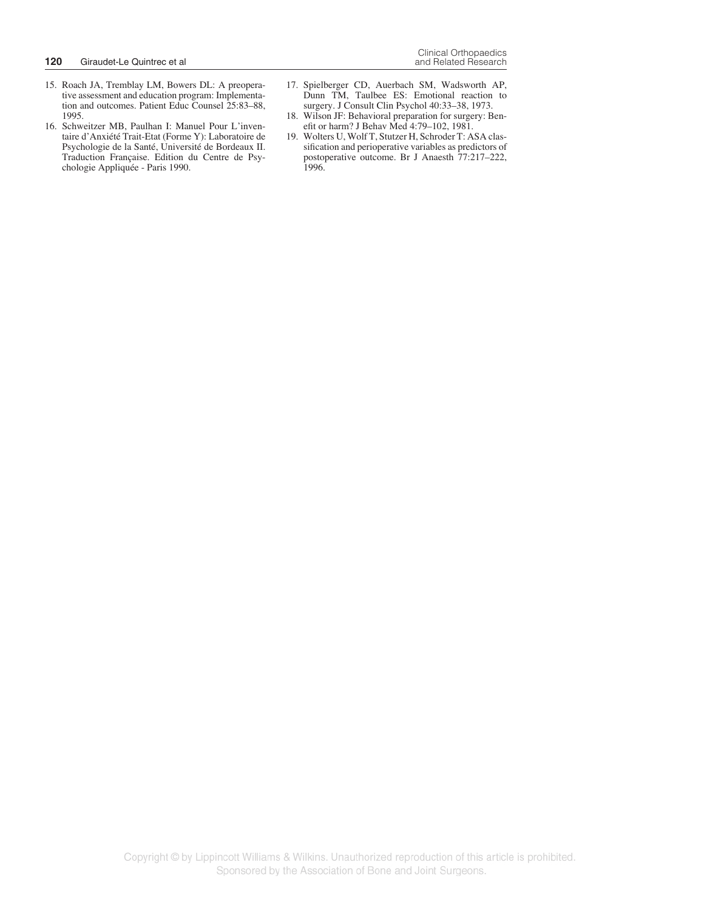15. Roach JA, Tremblay LM, Bowers DL: A preoperative assessment and education program: Implementation and outcomes. Patient Educ Counsel 25:83–88, 1995.
16. Schweitzer MB, Paulhan I: Manuel Pour L'inventaire d'Anxiété Trait-Etat (Forme Y): Laboratoire de Psychologie de la Santé, Université de Bordeaux II. Traduction Française. Edition du Centre de Psychologie Appliquée - Paris 1990.
17. Spielberger CD, Auerbach SM, Wadsworth AP, Dunn TM, Taulbee ES: Emotional reaction to surgery. J Consult Clin Psychol 40:33–38, 1973.
18. Wilson JF: Behavioral preparation for surgery: Benefit or harm? J Behav Med 4:79–102, 1981.
19. Wolters U, Wolf T, Stutzer H, Schroder T: ASA classification and perioperative variables as predictors of postoperative outcome. Br J Anaesth 77:217–222, 1996.

Copyright © by Lippincott Williams & Wilkins. Unauthorized reproduction of this article is prohibited.
Sponsored by the Association of Bone and Joint Surgeons.